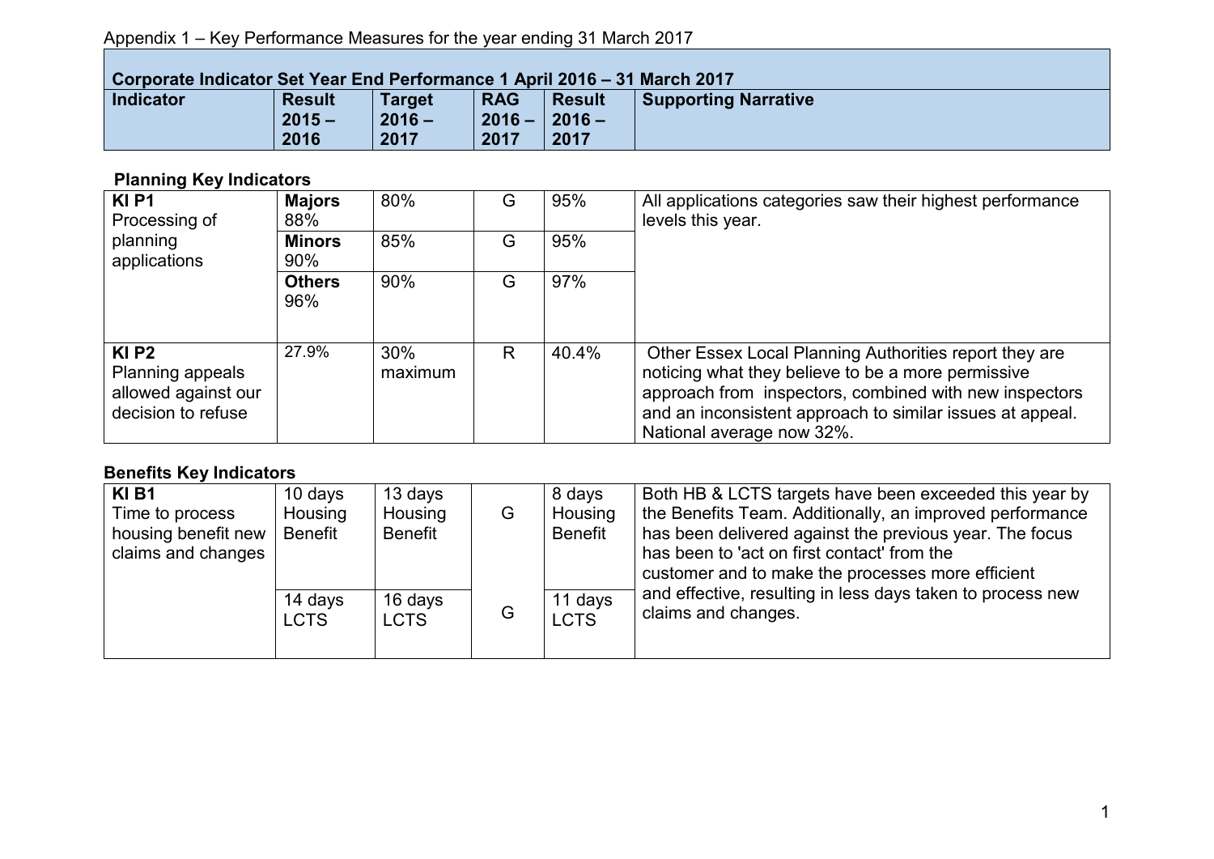Appendix 1 – Key Performance Measures for the year ending 31 March 2017

**Corporate Indicator Set Year End Performance 1 April 2016 – 31 March 2017**

| Indicator | Result 2015 – 2016 | Target 2016 – 2017 | RAG 2016 – 2017 | Result 2016 – 2017 | Supporting Narrative |
|---|---|---|---|---|---|

### Planning Key Indicators

| Indicator | Result 2015 – 2016 | Target 2016 – 2017 | RAG 2016 – 2017 | Result 2016 – 2017 | Supporting Narrative |
|---|---|---|---|---|---|
| **KI P1** Processing of planning applications | **Majors** 88% | 80% | G | 95% | All applications categories saw their highest performance levels this year. |
| | **Minors** 90% | 85% | G | 95% | |
| | **Others** 96% | 90% | G | 97% | |
| **KI P2** Planning appeals allowed against our decision to refuse | 27.9% | 30% maximum | R | 40.4% | Other Essex Local Planning Authorities report they are noticing what they believe to be a more permissive approach from inspectors, combined with new inspectors and an inconsistent approach to similar issues at appeal. National average now 32%. |

### Benefits Key Indicators

| Indicator | Result 2015 – 2016 | Target 2016 – 2017 | RAG 2016 – 2017 | Result 2016 – 2017 | Supporting Narrative |
|---|---|---|---|---|---|
| **KI B1** Time to process housing benefit new claims and changes | 10 days Housing Benefit | 13 days Housing Benefit | G | 8 days Housing Benefit | Both HB & LCTS targets have been exceeded this year by the Benefits Team. Additionally, an improved performance has been delivered against the previous year. The focus has been to 'act on first contact' from the customer and to make the processes more efficient and effective, resulting in less days taken to process new claims and changes. |
| | 14 days LCTS | 16 days LCTS | G | 11 days LCTS | |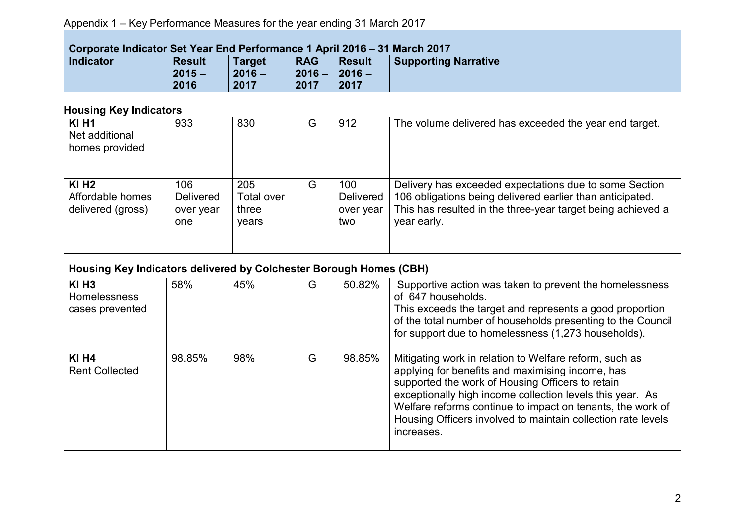Appendix 1 – Key Performance Measures for the year ending 31 March 2017

| Corporate Indicator Set Year End Performance 1 April 2016 – 31 March 2017 | | | | | |
|---|---|---|---|---|---|
| **Indicator** | **Result 2015 – 2016** | **Target 2016 – 2017** | **RAG 2016 – 2017** | **Result 2016 – 2017** | **Supporting Narrative** |

### Housing Key Indicators

| Indicator | Result 2015 – 2016 | Target 2016 – 2017 | RAG 2016 – 2017 | Result 2016 – 2017 | Supporting Narrative |
|---|---|---|---|---|---|
| **KI H1** Net additional homes provided | 933 | 830 | G | 912 | The volume delivered has exceeded the year end target. |
| **KI H2** Affordable homes delivered (gross) | 106 Delivered over year one | 205 Total over three years | G | 100 Delivered over year two | Delivery has exceeded expectations due to some Section 106 obligations being delivered earlier than anticipated. This has resulted in the three-year target being achieved a year early. |

### Housing Key Indicators delivered by Colchester Borough Homes (CBH)

| Indicator | Result 2015 – 2016 | Target 2016 – 2017 | RAG 2016 – 2017 | Result 2016 – 2017 | Supporting Narrative |
|---|---|---|---|---|---|
| **KI H3** Homelessness cases prevented | 58% | 45% | G | 50.82% | Supportive action was taken to prevent the homelessness of 647 households. This exceeds the target and represents a good proportion of the total number of households presenting to the Council for support due to homelessness (1,273 households). |
| **KI H4** Rent Collected | 98.85% | 98% | G | 98.85% | Mitigating work in relation to Welfare reform, such as applying for benefits and maximising income, has supported the work of Housing Officers to retain exceptionally high income collection levels this year. As Welfare reforms continue to impact on tenants, the work of Housing Officers involved to maintain collection rate levels increases. |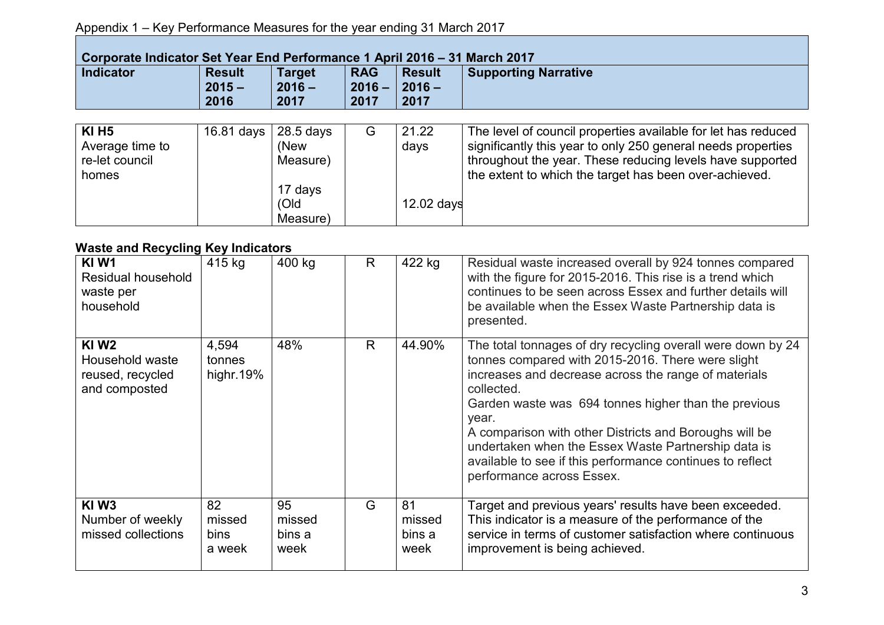Appendix 1 – Key Performance Measures for the year ending 31 March 2017

| Corporate Indicator Set Year End Performance 1 April 2016 – 31 March 2017 | | | | | |
|---|---|---|---|---|---|
| **Indicator** | **Result 2015 – 2016** | **Target 2016 – 2017** | **RAG 2016 – 2017** | **Result 2016 – 2017** | **Supporting Narrative** |
| **KI H5** Average time to re-let council homes | 16.81 days | 28.5 days (New Measure) 17 days (Old Measure) | G | 21.22 days 12.02 days | The level of council properties available for let has reduced significantly this year to only 250 general needs properties throughout the year. These reducing levels have supported the extent to which the target has been over-achieved. |

**Waste and Recycling Key Indicators**

| Indicator | Result 2015 – 2016 | Target 2016 – 2017 | RAG 2016 – 2017 | Result 2016 – 2017 | Supporting Narrative |
|---|---|---|---|---|---|
| **KI W1** Residual household waste per household | 415 kg | 400 kg | R | 422 kg | Residual waste increased overall by 924 tonnes compared with the figure for 2015-2016. This rise is a trend which continues to be seen across Essex and further details will be available when the Essex Waste Partnership data is presented. |
| **KI W2** Household waste reused, recycled and composted | 4,594 tonnes highr.19% | 48% | R | 44.90% | The total tonnages of dry recycling overall were down by 24 tonnes compared with 2015-2016. There were slight increases and decrease across the range of materials collected. Garden waste was 694 tonnes higher than the previous year. A comparison with other Districts and Boroughs will be undertaken when the Essex Waste Partnership data is available to see if this performance continues to reflect performance across Essex. |
| **KI W3** Number of weekly missed collections | 82 missed bins a week | 95 missed bins a week | G | 81 missed bins a week | Target and previous years' results have been exceeded. This indicator is a measure of the performance of the service in terms of customer satisfaction where continuous improvement is being achieved. |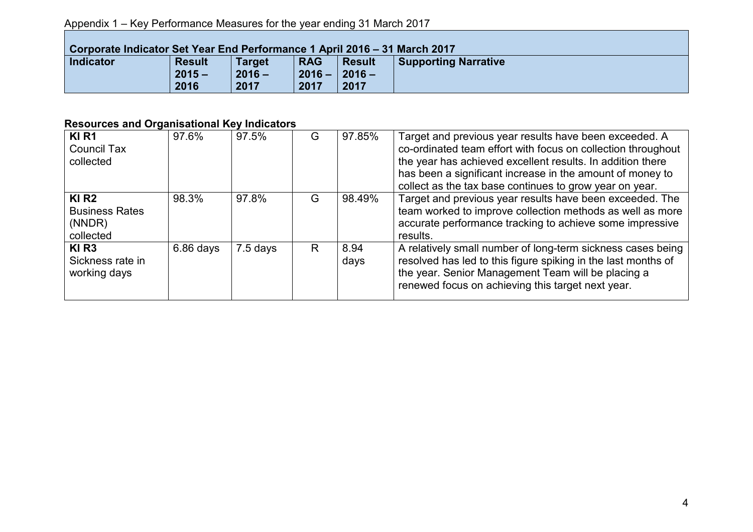Appendix 1 – Key Performance Measures for the year ending 31 March 2017

| Corporate Indicator Set Year End Performance 1 April 2016 – 31 March 2017 | | | | | |
|---|---|---|---|---|---|
| **Indicator** | **Result 2015 – 2016** | **Target 2016 – 2017** | **RAG 2016 – 2017** | **Result 2016 – 2017** | **Supporting Narrative** |

**Resources and Organisational Key Indicators**

| | | | | | |
|---|---|---|---|---|---|
| **KI R1** Council Tax collected | 97.6% | 97.5% | G | 97.85% | Target and previous year results have been exceeded. A co-ordinated team effort with focus on collection throughout the year has achieved excellent results. In addition there has been a significant increase in the amount of money to collect as the tax base continues to grow year on year. |
| **KI R2** Business Rates (NNDR) collected | 98.3% | 97.8% | G | 98.49% | Target and previous year results have been exceeded. The team worked to improve collection methods as well as more accurate performance tracking to achieve some impressive results. |
| **KI R3** Sickness rate in working days | 6.86 days | 7.5 days | R | 8.94 days | A relatively small number of long-term sickness cases being resolved has led to this figure spiking in the last months of the year. Senior Management Team will be placing a renewed focus on achieving this target next year. |